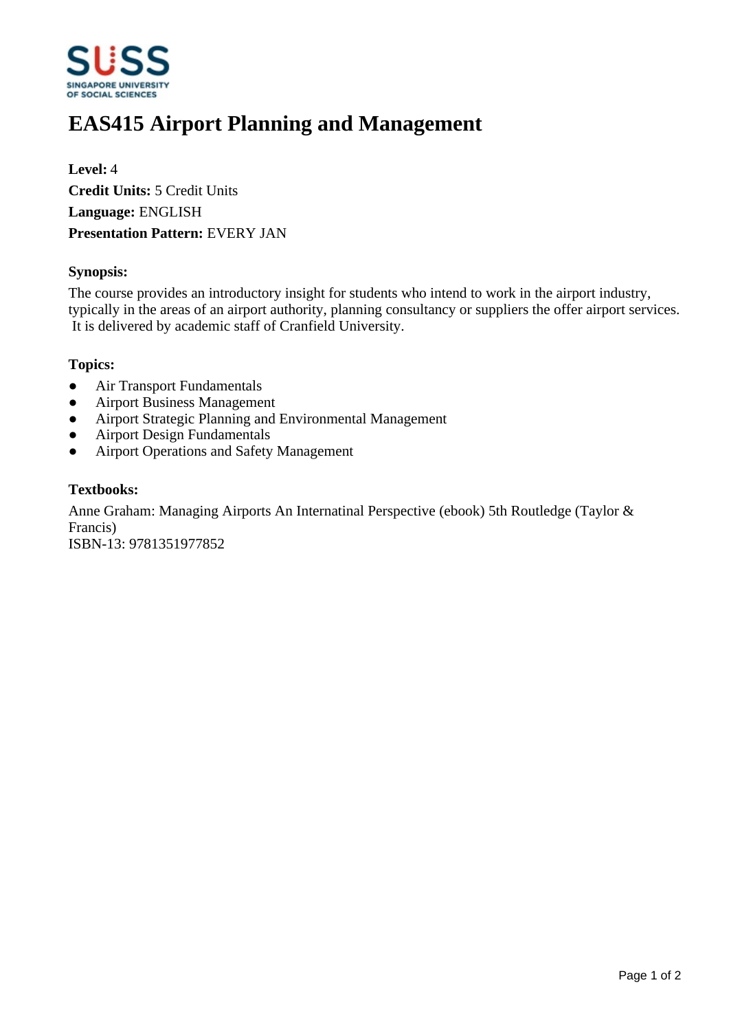# EAS415 Airport Planning and Management

**Level:** 4
**Credit Units:** 5 Credit Units
**Language:** ENGLISH
**Presentation Pattern:** EVERY JAN

### Synopsis:

The course provides an introductory insight for students who intend to work in the airport industry, typically in the areas of an airport authority, planning consultancy or suppliers the offer airport services. It is delivered by academic staff of Cranfield University.

### Topics:

- Air Transport Fundamentals
- Airport Business Management
- Airport Strategic Planning and Environmental Management
- Airport Design Fundamentals
- Airport Operations and Safety Management

### Textbooks:

Anne Graham: Managing Airports An Internatinal Perspective (ebook) 5th Routledge (Taylor & Francis)
ISBN-13: 9781351977852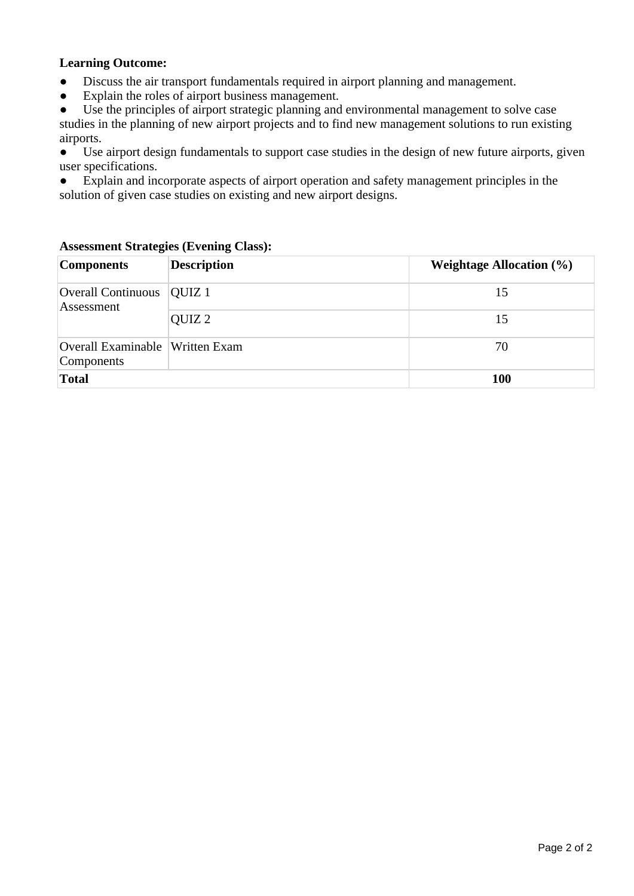**Learning Outcome:**

- Discuss the air transport fundamentals required in airport planning and management.
- Explain the roles of airport business management.
- Use the principles of airport strategic planning and environmental management to solve case studies in the planning of new airport projects and to find new management solutions to run existing airports.
- Use airport design fundamentals to support case studies in the design of new future airports, given user specifications.
- Explain and incorporate aspects of airport operation and safety management principles in the solution of given case studies on existing and new airport designs.

**Assessment Strategies (Evening Class):**

| Components | Description | Weightage Allocation (%) |
|---|---|---|
| Overall Continuous Assessment | QUIZ 1 | 15 |
| | QUIZ 2 | 15 |
| Overall Examinable Components | Written Exam | 70 |
| **Total** | | **100** |